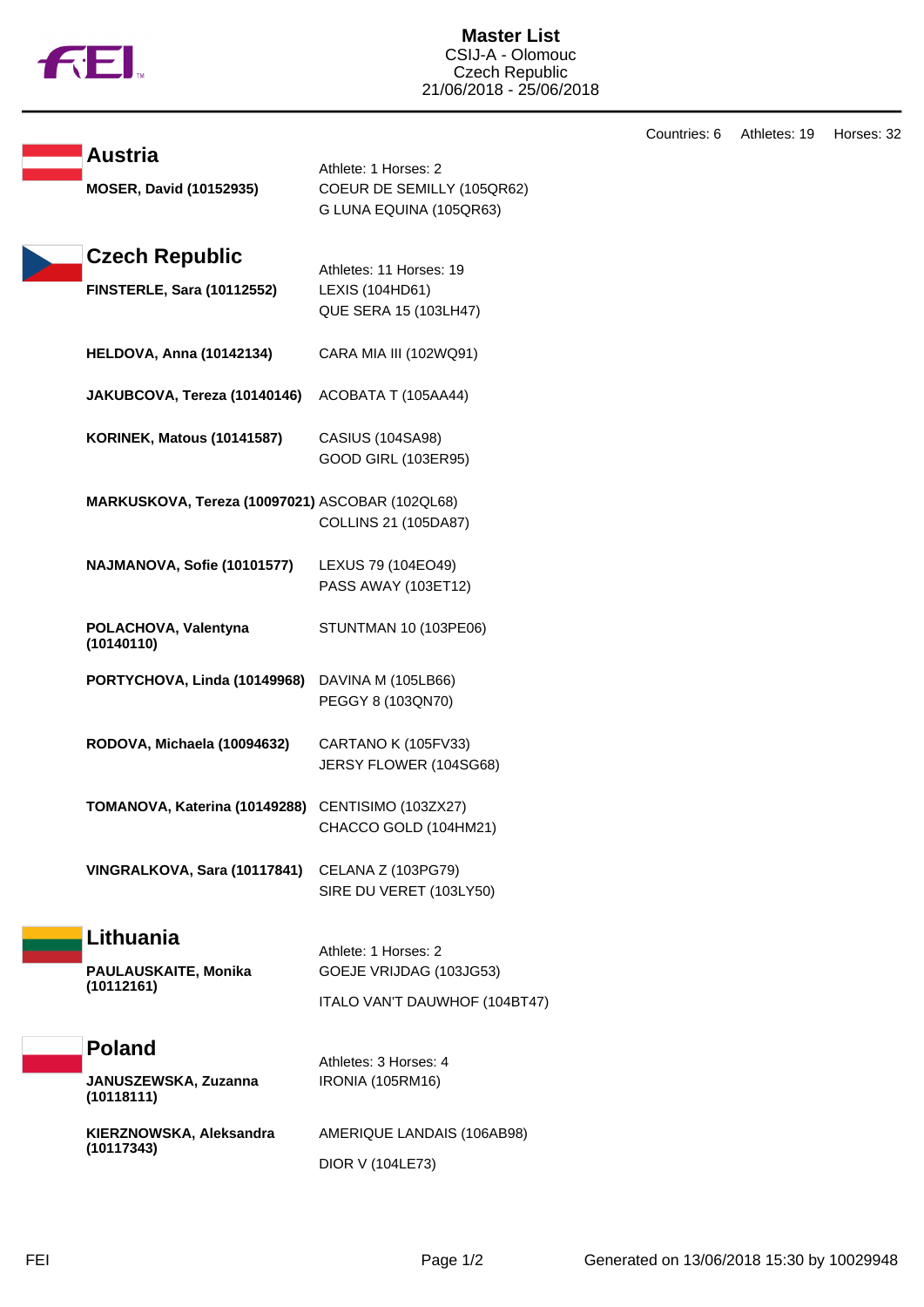# Master List

CSIJ-A - Olomouc
Czech Republic
21/06/2018 - 25/06/2018

Countries: 6 Athletes: 19 Horses: 32

## Austria

Athlete: 1 Horses: 2

**MOSER, David (10152935)**
- COEUR DE SEMILLY (105QR62)
- G LUNA EQUINA (105QR63)

## Czech Republic

Athletes: 11 Horses: 19

**FINSTERLE, Sara (10112552)**
- LEXIS (104HD61)
- QUE SERA 15 (103LH47)

**HELDOVA, Anna (10142134)**
- CARA MIA III (102WQ91)

**JAKUBCOVA, Tereza (10140146)**
- ACOBATA T (105AA44)

**KORINEK, Matous (10141587)**
- CASIUS (104SA98)
- GOOD GIRL (103ER95)

**MARKUSKOVA, Tereza (10097021)**
- ASCOBAR (102QL68)
- COLLINS 21 (105DA87)

**NAJMANOVA, Sofie (10101577)**
- LEXUS 79 (104EO49)
- PASS AWAY (103ET12)

**POLACHOVA, Valentyna (10140110)**
- STUNTMAN 10 (103PE06)

**PORTYCHOVA, Linda (10149968)**
- DAVINA M (105LB66)
- PEGGY 8 (103QN70)

**RODOVA, Michaela (10094632)**
- CARTANO K (105FV33)
- JERSY FLOWER (104SG68)

**TOMANOVA, Katerina (10149288)**
- CENTISIMO (103ZX27)
- CHACCO GOLD (104HM21)

**VINGRALKOVA, Sara (10117841)**
- CELANA Z (103PG79)
- SIRE DU VERET (103LY50)

## Lithuania

Athlete: 1 Horses: 2

**PAULAUSKAITE, Monika (10112161)**
- GOEJE VRIJDAG (103JG53)
- ITALO VAN'T DAUWHOF (104BT47)

## Poland

Athletes: 3 Horses: 4

**JANUSZEWSKA, Zuzanna (10118111)**
- IRONIA (105RM16)

**KIERZNOWSKA, Aleksandra (10117343)**
- AMERIQUE LANDAIS (106AB98)
- DIOR V (104LE73)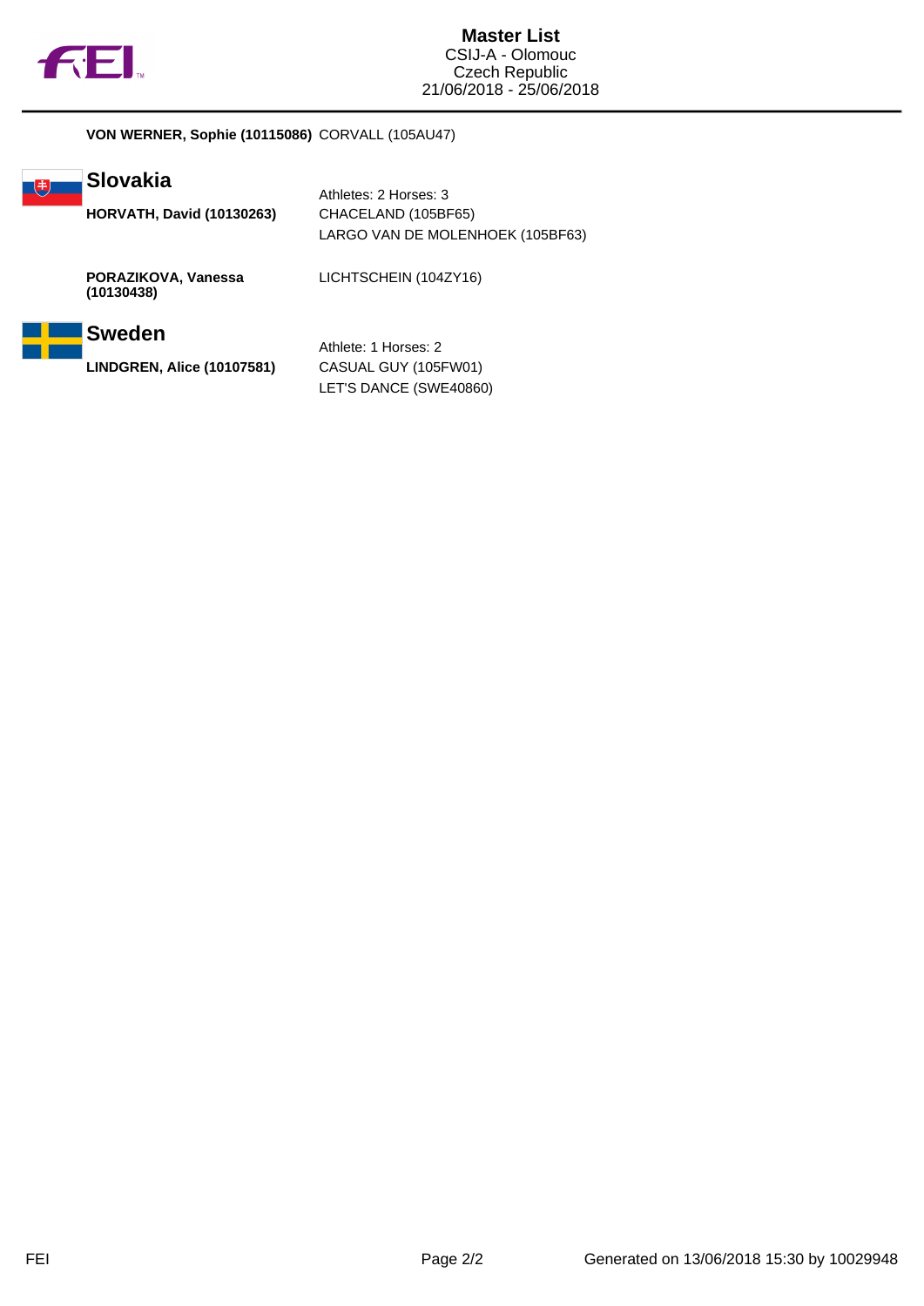**VON WERNER, Sophie (10115086)** CORVALL (105AU47)

## Slovakia

Athletes: 2 Horses: 3

**HORVATH, David (10130263)**
CHACELAND (105BF65)
LARGO VAN DE MOLENHOEK (105BF63)

**PORAZIKOVA, Vanessa (10130438)**
LICHTSCHEIN (104ZY16)

## Sweden

Athlete: 1 Horses: 2

**LINDGREN, Alice (10107581)**
CASUAL GUY (105FW01)
LET'S DANCE (SWE40860)